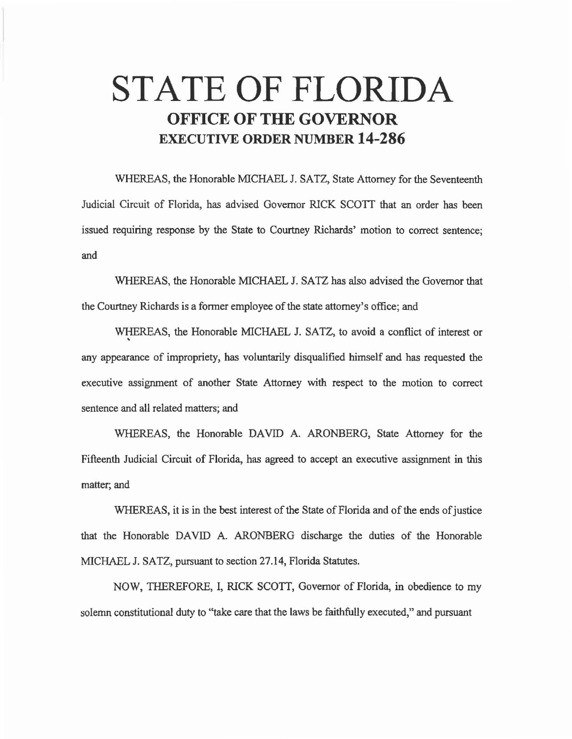# STATE OF FLORIDA

## OFFICE OF THE GOVERNOR

## EXECUTIVE ORDER NUMBER 14-286

WHEREAS, the Honorable MICHAEL J. SATZ, State Attorney for the Seventeenth Judicial Circuit of Florida, has advised Governor RICK SCOTT that an order has been issued requiring response by the State to Courtney Richards' motion to correct sentence; and

WHEREAS, the Honorable MICHAEL J. SATZ has also advised the Governor that the Courtney Richards is a former employee of the state attorney's office; and

WHEREAS, the Honorable MICHAEL J. SATZ, to avoid a conflict of interest or any appearance of impropriety, has voluntarily disqualified himself and has requested the executive assignment of another State Attorney with respect to the motion to correct sentence and all related matters; and

WHEREAS, the Honorable DAVID A. ARONBERG, State Attorney for the Fifteenth Judicial Circuit of Florida, has agreed to accept an executive assignment in this matter; and

WHEREAS, it is in the best interest of the State of Florida and of the ends of justice that the Honorable DAVID A. ARONBERG discharge the duties of the Honorable MICHAEL J. SATZ, pursuant to section 27.14, Florida Statutes.

NOW, THEREFORE, I, RICK SCOTT, Governor of Florida, in obedience to my solemn constitutional duty to "take care that the laws be faithfully executed," and pursuant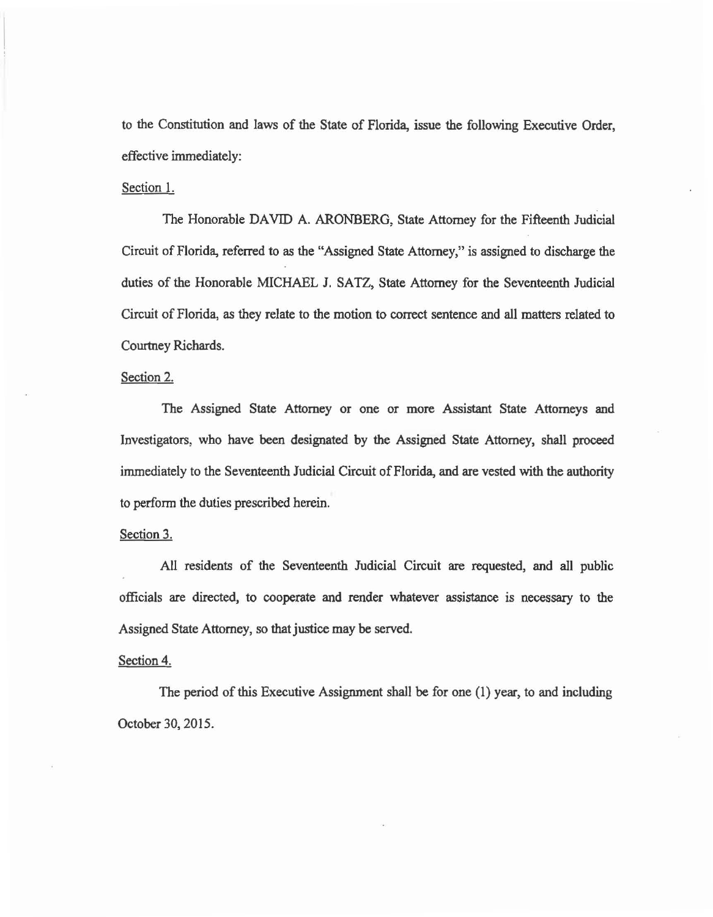to the Constitution and laws of the State of Florida, issue the following Executive Order, effective immediately:

Section 1.

The Honorable DAVID A. ARONBERG, State Attorney for the Fifteenth Judicial Circuit of Florida, referred to as the "Assigned State Attorney," is assigned to discharge the duties of the Honorable MICHAEL J. SATZ, State Attorney for the Seventeenth Judicial Circuit of Florida, as they relate to the motion to correct sentence and all matters related to Courtney Richards.

Section 2.

The Assigned State Attorney or one or more Assistant State Attorneys and Investigators, who have been designated by the Assigned State Attorney, shall proceed immediately to the Seventeenth Judicial Circuit of Florida, and are vested with the authority to perform the duties prescribed herein.

Section 3.

All residents of the Seventeenth Judicial Circuit are requested, and all public officials are directed, to cooperate and render whatever assistance is necessary to the Assigned State Attorney, so that justice may be served.

Section 4.

The period of this Executive Assignment shall be for one (1) year, to and including October 30, 2015.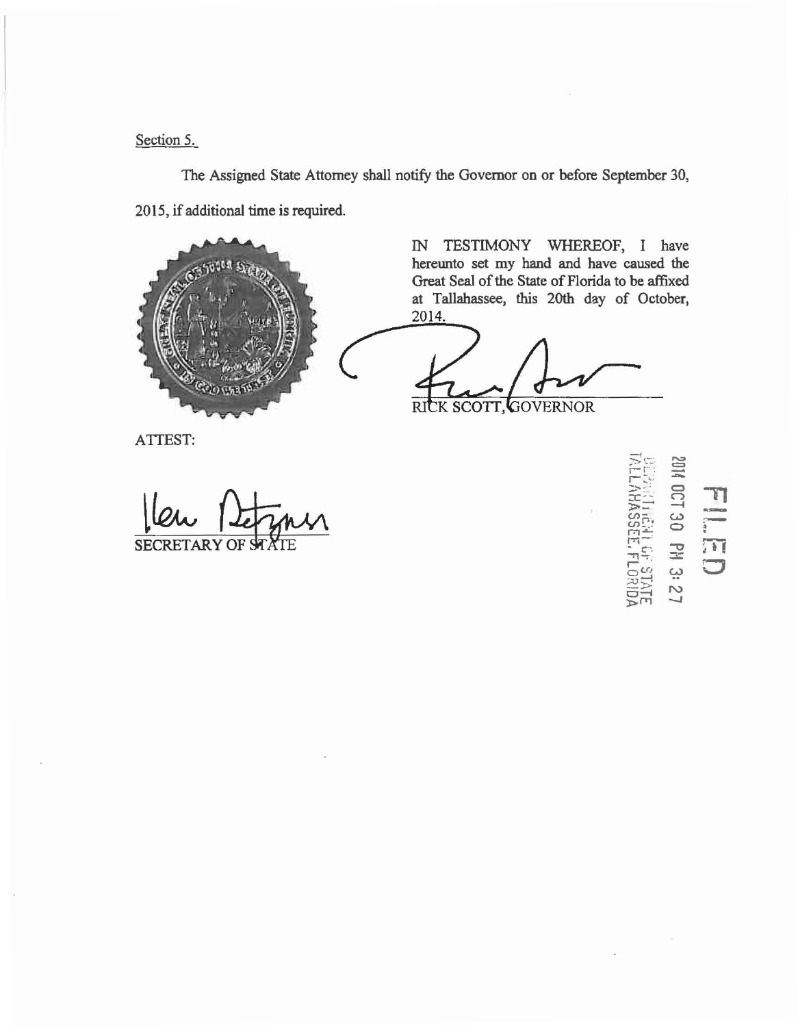Section 5.

The Assigned State Attorney shall notify the Governor on or before September 30, 2015, if additional time is required.

IN TESTIMONY WHEREOF, I have hereunto set my hand and have caused the Great Seal of the State of Florida to be affixed at Tallahassee, this 20th day of October, 2014.

RICK SCOTT, GOVERNOR

ATTEST:

SECRETARY OF STATE

FILED

2014 OCT 30 PM 3:27

DEPARTMENT OF STATE
TALLAHASSEE, FLORIDA